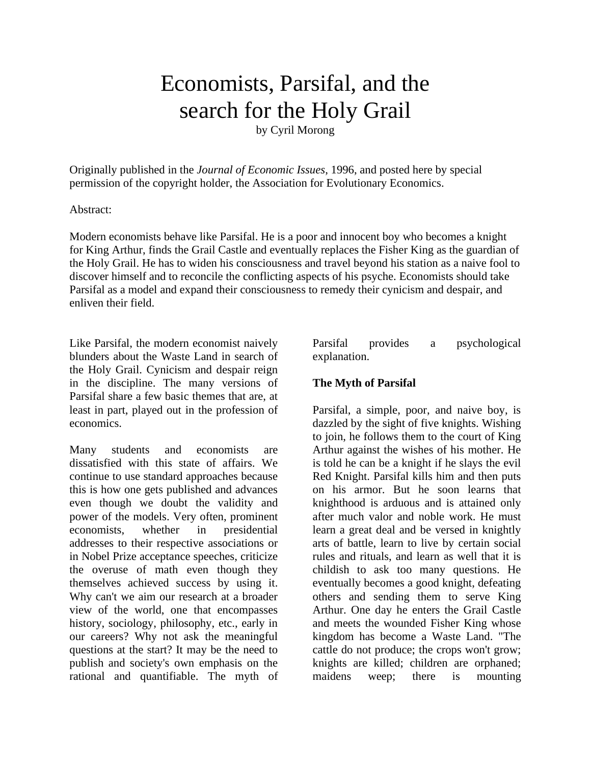# Economists, Parsifal, and the search for the Holy Grail

by Cyril Morong

Originally published in the *Journal of Economic Issues*, 1996, and posted here by special permission of the copyright holder, the Association for Evolutionary Economics.

Abstract:

Modern economists behave like Parsifal. He is a poor and innocent boy who becomes a knight for King Arthur, finds the Grail Castle and eventually replaces the Fisher King as the guardian of the Holy Grail. He has to widen his consciousness and travel beyond his station as a naive fool to discover himself and to reconcile the conflicting aspects of his psyche. Economists should take Parsifal as a model and expand their consciousness to remedy their cynicism and despair, and enliven their field.

Like Parsifal, the modern economist naively blunders about the Waste Land in search of the Holy Grail. Cynicism and despair reign in the discipline. The many versions of Parsifal share a few basic themes that are, at least in part, played out in the profession of economics.

Many students and economists are dissatisfied with this state of affairs. We continue to use standard approaches because this is how one gets published and advances even though we doubt the validity and power of the models. Very often, prominent economists, whether in presidential addresses to their respective associations or in Nobel Prize acceptance speeches, criticize the overuse of math even though they themselves achieved success by using it. Why can't we aim our research at a broader view of the world, one that encompasses history, sociology, philosophy, etc., early in our careers? Why not ask the meaningful questions at the start? It may be the need to publish and society's own emphasis on the rational and quantifiable. The myth of Parsifal provides a psychological explanation.

**The Myth of Parsifal**

Parsifal, a simple, poor, and naive boy, is dazzled by the sight of five knights. Wishing to join, he follows them to the court of King Arthur against the wishes of his mother. He is told he can be a knight if he slays the evil Red Knight. Parsifal kills him and then puts on his armor. But he soon learns that knighthood is arduous and is attained only after much valor and noble work. He must learn a great deal and be versed in knightly arts of battle, learn to live by certain social rules and rituals, and learn as well that it is childish to ask too many questions. He eventually becomes a good knight, defeating others and sending them to serve King Arthur. One day he enters the Grail Castle and meets the wounded Fisher King whose kingdom has become a Waste Land. "The cattle do not produce; the crops won't grow; knights are killed; children are orphaned; maidens weep; there is mounting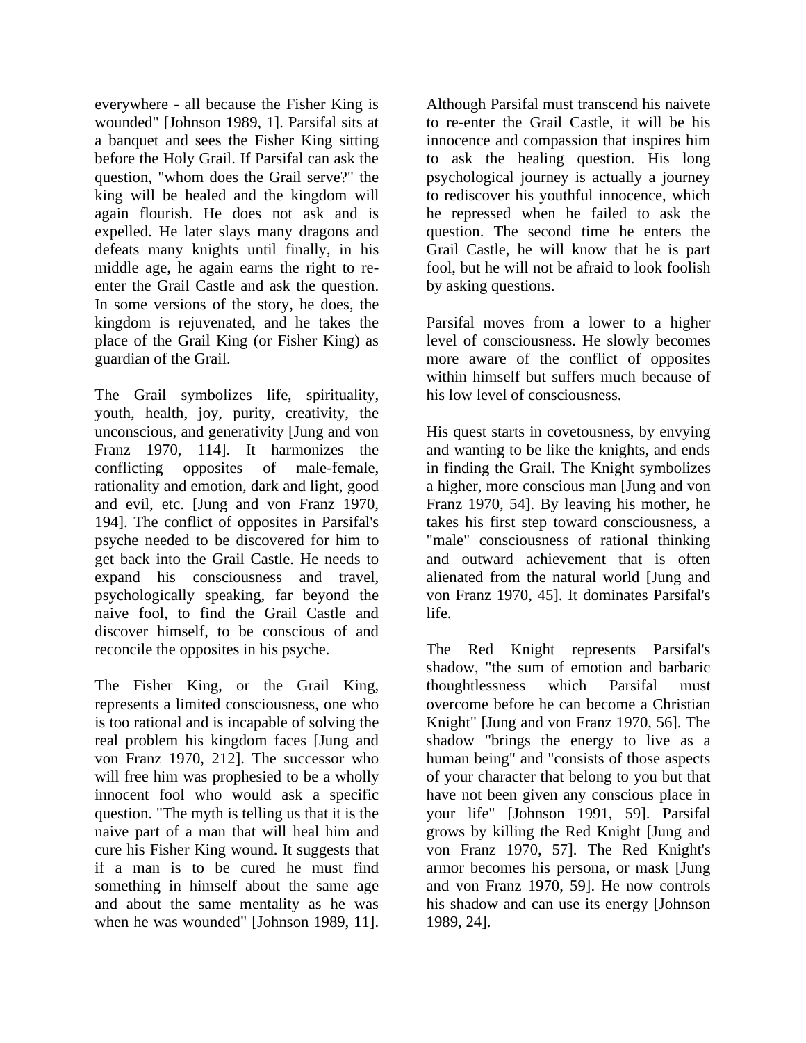everywhere - all because the Fisher King is wounded" [Johnson 1989, 1]. Parsifal sits at a banquet and sees the Fisher King sitting before the Holy Grail. If Parsifal can ask the question, "whom does the Grail serve?" the king will be healed and the kingdom will again flourish. He does not ask and is expelled. He later slays many dragons and defeats many knights until finally, in his middle age, he again earns the right to re-enter the Grail Castle and ask the question. In some versions of the story, he does, the kingdom is rejuvenated, and he takes the place of the Grail King (or Fisher King) as guardian of the Grail.

The Grail symbolizes life, spirituality, youth, health, joy, purity, creativity, the unconscious, and generativity [Jung and von Franz 1970, 114]. It harmonizes the conflicting opposites of male-female, rationality and emotion, dark and light, good and evil, etc. [Jung and von Franz 1970, 194]. The conflict of opposites in Parsifal's psyche needed to be discovered for him to get back into the Grail Castle. He needs to expand his consciousness and travel, psychologically speaking, far beyond the naive fool, to find the Grail Castle and discover himself, to be conscious of and reconcile the opposites in his psyche.

The Fisher King, or the Grail King, represents a limited consciousness, one who is too rational and is incapable of solving the real problem his kingdom faces [Jung and von Franz 1970, 212]. The successor who will free him was prophesied to be a wholly innocent fool who would ask a specific question. "The myth is telling us that it is the naive part of a man that will heal him and cure his Fisher King wound. It suggests that if a man is to be cured he must find something in himself about the same age and about the same mentality as he was when he was wounded" [Johnson 1989, 11]. Although Parsifal must transcend his naivete to re-enter the Grail Castle, it will be his innocence and compassion that inspires him to ask the healing question. His long psychological journey is actually a journey to rediscover his youthful innocence, which he repressed when he failed to ask the question. The second time he enters the Grail Castle, he will know that he is part fool, but he will not be afraid to look foolish by asking questions.

Parsifal moves from a lower to a higher level of consciousness. He slowly becomes more aware of the conflict of opposites within himself but suffers much because of his low level of consciousness.

His quest starts in covetousness, by envying and wanting to be like the knights, and ends in finding the Grail. The Knight symbolizes a higher, more conscious man [Jung and von Franz 1970, 54]. By leaving his mother, he takes his first step toward consciousness, a "male" consciousness of rational thinking and outward achievement that is often alienated from the natural world [Jung and von Franz 1970, 45]. It dominates Parsifal's life.

The Red Knight represents Parsifal's shadow, "the sum of emotion and barbaric thoughtlessness which Parsifal must overcome before he can become a Christian Knight" [Jung and von Franz 1970, 56]. The shadow "brings the energy to live as a human being" and "consists of those aspects of your character that belong to you but that have not been given any conscious place in your life" [Johnson 1991, 59]. Parsifal grows by killing the Red Knight [Jung and von Franz 1970, 57]. The Red Knight's armor becomes his persona, or mask [Jung and von Franz 1970, 59]. He now controls his shadow and can use its energy [Johnson 1989, 24].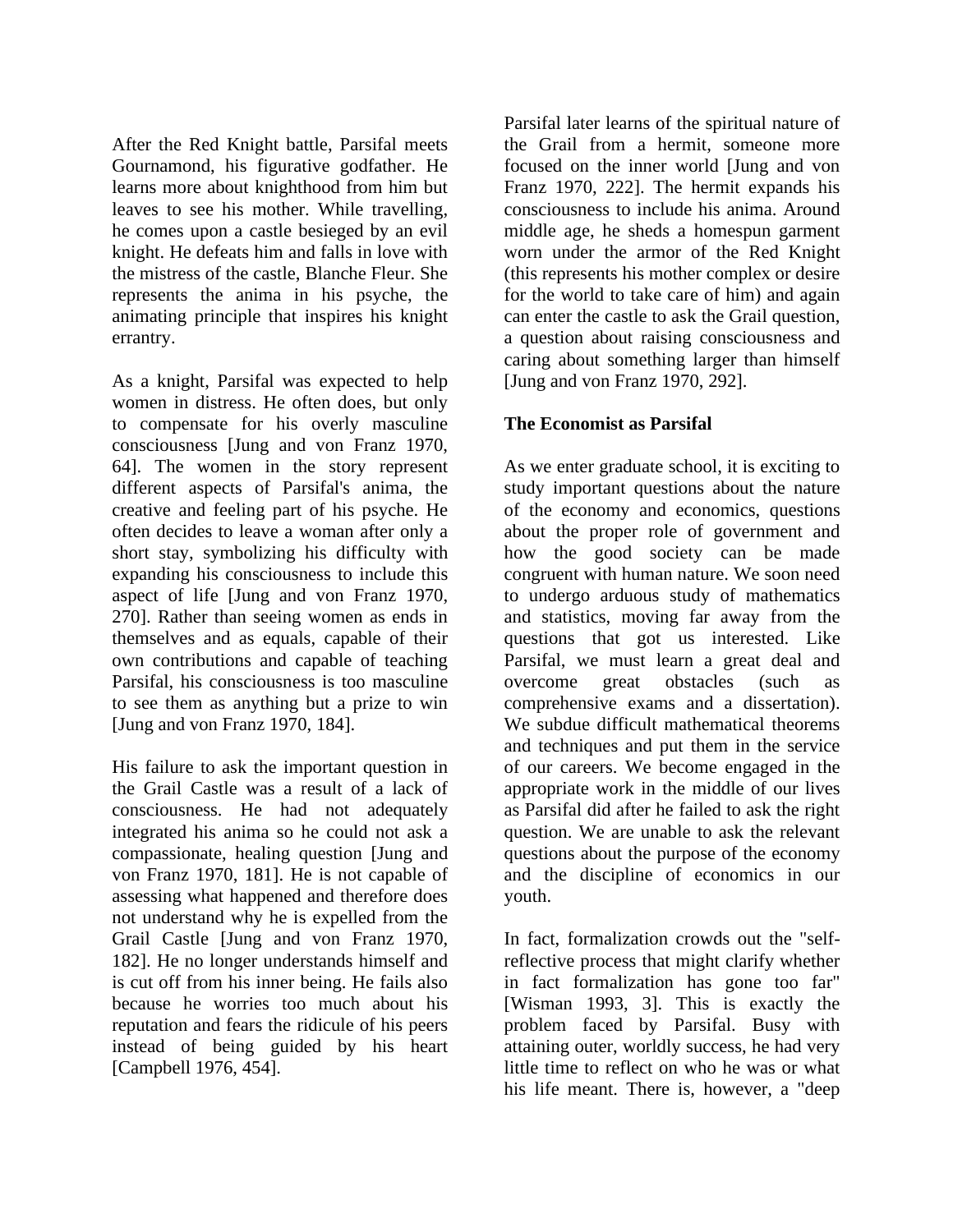After the Red Knight battle, Parsifal meets Gournamond, his figurative godfather. He learns more about knighthood from him but leaves to see his mother. While travelling, he comes upon a castle besieged by an evil knight. He defeats him and falls in love with the mistress of the castle, Blanche Fleur. She represents the anima in his psyche, the animating principle that inspires his knight errantry.

As a knight, Parsifal was expected to help women in distress. He often does, but only to compensate for his overly masculine consciousness [Jung and von Franz 1970, 64]. The women in the story represent different aspects of Parsifal's anima, the creative and feeling part of his psyche. He often decides to leave a woman after only a short stay, symbolizing his difficulty with expanding his consciousness to include this aspect of life [Jung and von Franz 1970, 270]. Rather than seeing women as ends in themselves and as equals, capable of their own contributions and capable of teaching Parsifal, his consciousness is too masculine to see them as anything but a prize to win [Jung and von Franz 1970, 184].

His failure to ask the important question in the Grail Castle was a result of a lack of consciousness. He had not adequately integrated his anima so he could not ask a compassionate, healing question [Jung and von Franz 1970, 181]. He is not capable of assessing what happened and therefore does not understand why he is expelled from the Grail Castle [Jung and von Franz 1970, 182]. He no longer understands himself and is cut off from his inner being. He fails also because he worries too much about his reputation and fears the ridicule of his peers instead of being guided by his heart [Campbell 1976, 454].

Parsifal later learns of the spiritual nature of the Grail from a hermit, someone more focused on the inner world [Jung and von Franz 1970, 222]. The hermit expands his consciousness to include his anima. Around middle age, he sheds a homespun garment worn under the armor of the Red Knight (this represents his mother complex or desire for the world to take care of him) and again can enter the castle to ask the Grail question, a question about raising consciousness and caring about something larger than himself [Jung and von Franz 1970, 292].

**The Economist as Parsifal**

As we enter graduate school, it is exciting to study important questions about the nature of the economy and economics, questions about the proper role of government and how the good society can be made congruent with human nature. We soon need to undergo arduous study of mathematics and statistics, moving far away from the questions that got us interested. Like Parsifal, we must learn a great deal and overcome great obstacles (such as comprehensive exams and a dissertation). We subdue difficult mathematical theorems and techniques and put them in the service of our careers. We become engaged in the appropriate work in the middle of our lives as Parsifal did after he failed to ask the right question. We are unable to ask the relevant questions about the purpose of the economy and the discipline of economics in our youth.

In fact, formalization crowds out the "self-reflective process that might clarify whether in fact formalization has gone too far" [Wisman 1993, 3]. This is exactly the problem faced by Parsifal. Busy with attaining outer, worldly success, he had very little time to reflect on who he was or what his life meant. There is, however, a "deep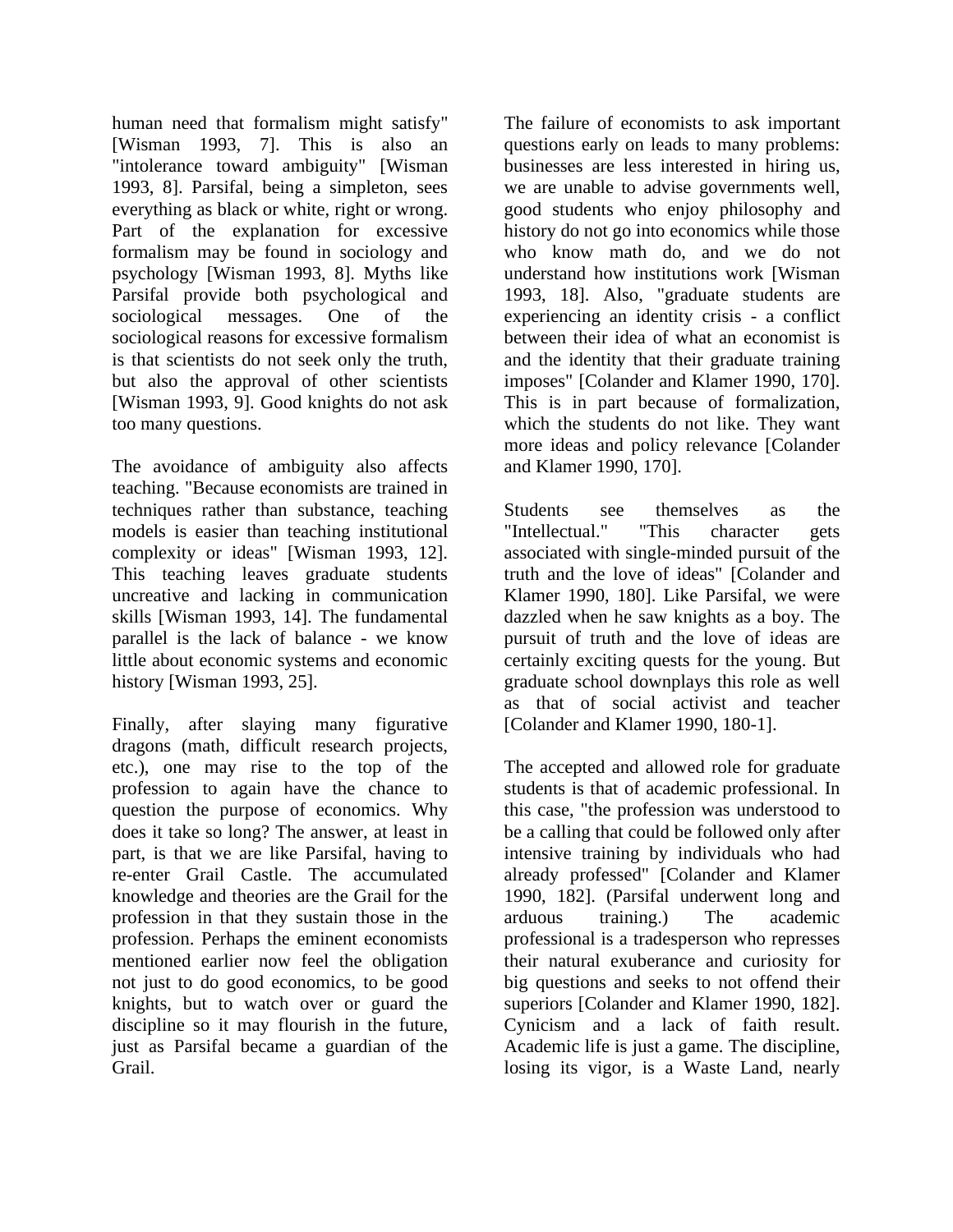human need that formalism might satisfy" [Wisman 1993, 7]. This is also an "intolerance toward ambiguity" [Wisman 1993, 8]. Parsifal, being a simpleton, sees everything as black or white, right or wrong. Part of the explanation for excessive formalism may be found in sociology and psychology [Wisman 1993, 8]. Myths like Parsifal provide both psychological and sociological messages. One of the sociological reasons for excessive formalism is that scientists do not seek only the truth, but also the approval of other scientists [Wisman 1993, 9]. Good knights do not ask too many questions.

The avoidance of ambiguity also affects teaching. "Because economists are trained in techniques rather than substance, teaching models is easier than teaching institutional complexity or ideas" [Wisman 1993, 12]. This teaching leaves graduate students uncreative and lacking in communication skills [Wisman 1993, 14]. The fundamental parallel is the lack of balance - we know little about economic systems and economic history [Wisman 1993, 25].

Finally, after slaying many figurative dragons (math, difficult research projects, etc.), one may rise to the top of the profession to again have the chance to question the purpose of economics. Why does it take so long? The answer, at least in part, is that we are like Parsifal, having to re-enter Grail Castle. The accumulated knowledge and theories are the Grail for the profession in that they sustain those in the profession. Perhaps the eminent economists mentioned earlier now feel the obligation not just to do good economics, to be good knights, but to watch over or guard the discipline so it may flourish in the future, just as Parsifal became a guardian of the Grail.

The failure of economists to ask important questions early on leads to many problems: businesses are less interested in hiring us, we are unable to advise governments well, good students who enjoy philosophy and history do not go into economics while those who know math do, and we do not understand how institutions work [Wisman 1993, 18]. Also, "graduate students are experiencing an identity crisis - a conflict between their idea of what an economist is and the identity that their graduate training imposes" [Colander and Klamer 1990, 170]. This is in part because of formalization, which the students do not like. They want more ideas and policy relevance [Colander and Klamer 1990, 170].

Students see themselves as the "Intellectual." "This character gets associated with single-minded pursuit of the truth and the love of ideas" [Colander and Klamer 1990, 180]. Like Parsifal, we were dazzled when he saw knights as a boy. The pursuit of truth and the love of ideas are certainly exciting quests for the young. But graduate school downplays this role as well as that of social activist and teacher [Colander and Klamer 1990, 180-1].

The accepted and allowed role for graduate students is that of academic professional. In this case, "the profession was understood to be a calling that could be followed only after intensive training by individuals who had already professed" [Colander and Klamer 1990, 182]. (Parsifal underwent long and arduous training.) The academic professional is a tradesperson who represses their natural exuberance and curiosity for big questions and seeks to not offend their superiors [Colander and Klamer 1990, 182]. Cynicism and a lack of faith result. Academic life is just a game. The discipline, losing its vigor, is a Waste Land, nearly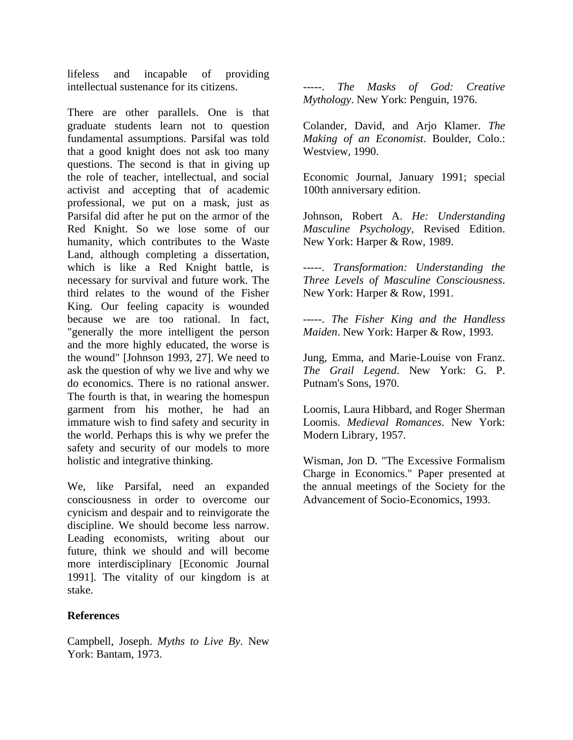lifeless and incapable of providing intellectual sustenance for its citizens.

There are other parallels. One is that graduate students learn not to question fundamental assumptions. Parsifal was told that a good knight does not ask too many questions. The second is that in giving up the role of teacher, intellectual, and social activist and accepting that of academic professional, we put on a mask, just as Parsifal did after he put on the armor of the Red Knight. So we lose some of our humanity, which contributes to the Waste Land, although completing a dissertation, which is like a Red Knight battle, is necessary for survival and future work. The third relates to the wound of the Fisher King. Our feeling capacity is wounded because we are too rational. In fact, "generally the more intelligent the person and the more highly educated, the worse is the wound" [Johnson 1993, 27]. We need to ask the question of why we live and why we do economics. There is no rational answer. The fourth is that, in wearing the homespun garment from his mother, he had an immature wish to find safety and security in the world. Perhaps this is why we prefer the safety and security of our models to more holistic and integrative thinking.

We, like Parsifal, need an expanded consciousness in order to overcome our cynicism and despair and to reinvigorate the discipline. We should become less narrow. Leading economists, writing about our future, think we should and will become more interdisciplinary [Economic Journal 1991]. The vitality of our kingdom is at stake.

**References**

Campbell, Joseph. *Myths to Live By*. New York: Bantam, 1973.

-----. *The Masks of God: Creative Mythology*. New York: Penguin, 1976.

Colander, David, and Arjo Klamer. *The Making of an Economist*. Boulder, Colo.: Westview, 1990.

Economic Journal, January 1991; special 100th anniversary edition.

Johnson, Robert A. *He: Understanding Masculine Psychology*, Revised Edition. New York: Harper & Row, 1989.

-----. *Transformation: Understanding the Three Levels of Masculine Consciousness*. New York: Harper & Row, 1991.

-----. *The Fisher King and the Handless Maiden*. New York: Harper & Row, 1993.

Jung, Emma, and Marie-Louise von Franz. *The Grail Legend*. New York: G. P. Putnam's Sons, 1970.

Loomis, Laura Hibbard, and Roger Sherman Loomis. *Medieval Romances*. New York: Modern Library, 1957.

Wisman, Jon D. "The Excessive Formalism Charge in Economics." Paper presented at the annual meetings of the Society for the Advancement of Socio-Economics, 1993.